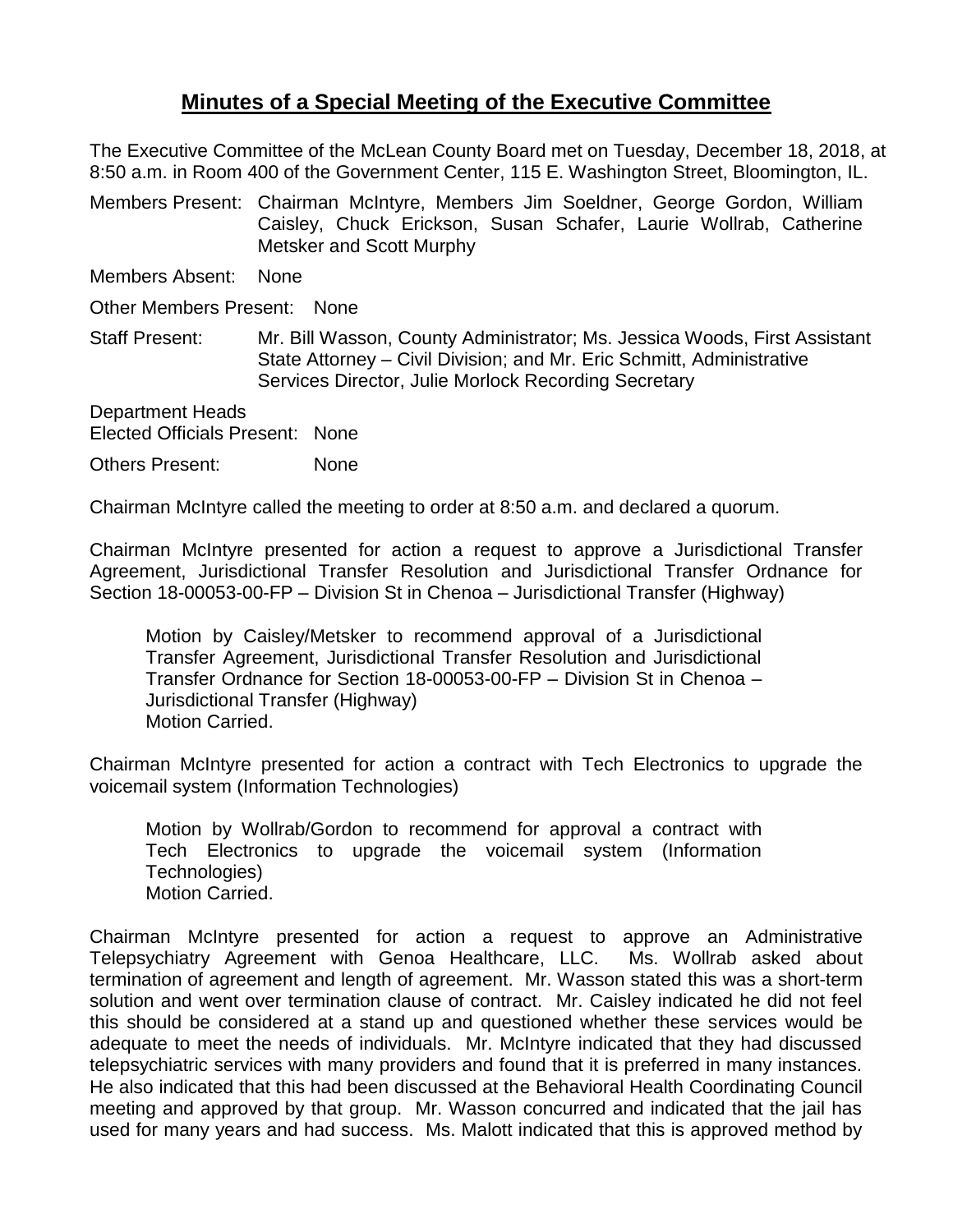# **Minutes of a Special Meeting of the Executive Committee**

The Executive Committee of the McLean County Board met on Tuesday, December 18, 2018, at 8:50 a.m. in Room 400 of the Government Center, 115 E. Washington Street, Bloomington, IL.

Members Present: Chairman McIntyre, Members Jim Soeldner, George Gordon, William Caisley, Chuck Erickson, Susan Schafer, Laurie Wollrab, Catherine Metsker and Scott Murphy

Members Absent: None

Other Members Present: None

Staff Present: Mr. Bill Wasson, County Administrator; Ms. Jessica Woods, First Assistant State Attorney – Civil Division; and Mr. Eric Schmitt, Administrative Services Director, Julie Morlock Recording Secretary

Department Heads
Elected Officials Present: None

Others Present: None

Chairman McIntyre called the meeting to order at 8:50 a.m. and declared a quorum.

Chairman McIntyre presented for action a request to approve a Jurisdictional Transfer Agreement, Jurisdictional Transfer Resolution and Jurisdictional Transfer Ordnance for Section 18-00053-00-FP – Division St in Chenoa – Jurisdictional Transfer (Highway)

> Motion by Caisley/Metsker to recommend approval of a Jurisdictional Transfer Agreement, Jurisdictional Transfer Resolution and Jurisdictional Transfer Ordnance for Section 18-00053-00-FP – Division St in Chenoa – Jurisdictional Transfer (Highway)
> Motion Carried.

Chairman McIntyre presented for action a contract with Tech Electronics to upgrade the voicemail system (Information Technologies)

> Motion by Wollrab/Gordon to recommend for approval a contract with Tech Electronics to upgrade the voicemail system (Information Technologies)
> Motion Carried.

Chairman McIntyre presented for action a request to approve an Administrative Telepsychiatry Agreement with Genoa Healthcare, LLC. Ms. Wollrab asked about termination of agreement and length of agreement. Mr. Wasson stated this was a short-term solution and went over termination clause of contract. Mr. Caisley indicated he did not feel this should be considered at a stand up and questioned whether these services would be adequate to meet the needs of individuals. Mr. McIntyre indicated that they had discussed telepsychiatric services with many providers and found that it is preferred in many instances. He also indicated that this had been discussed at the Behavioral Health Coordinating Council meeting and approved by that group. Mr. Wasson concurred and indicated that the jail has used for many years and had success. Ms. Malott indicated that this is approved method by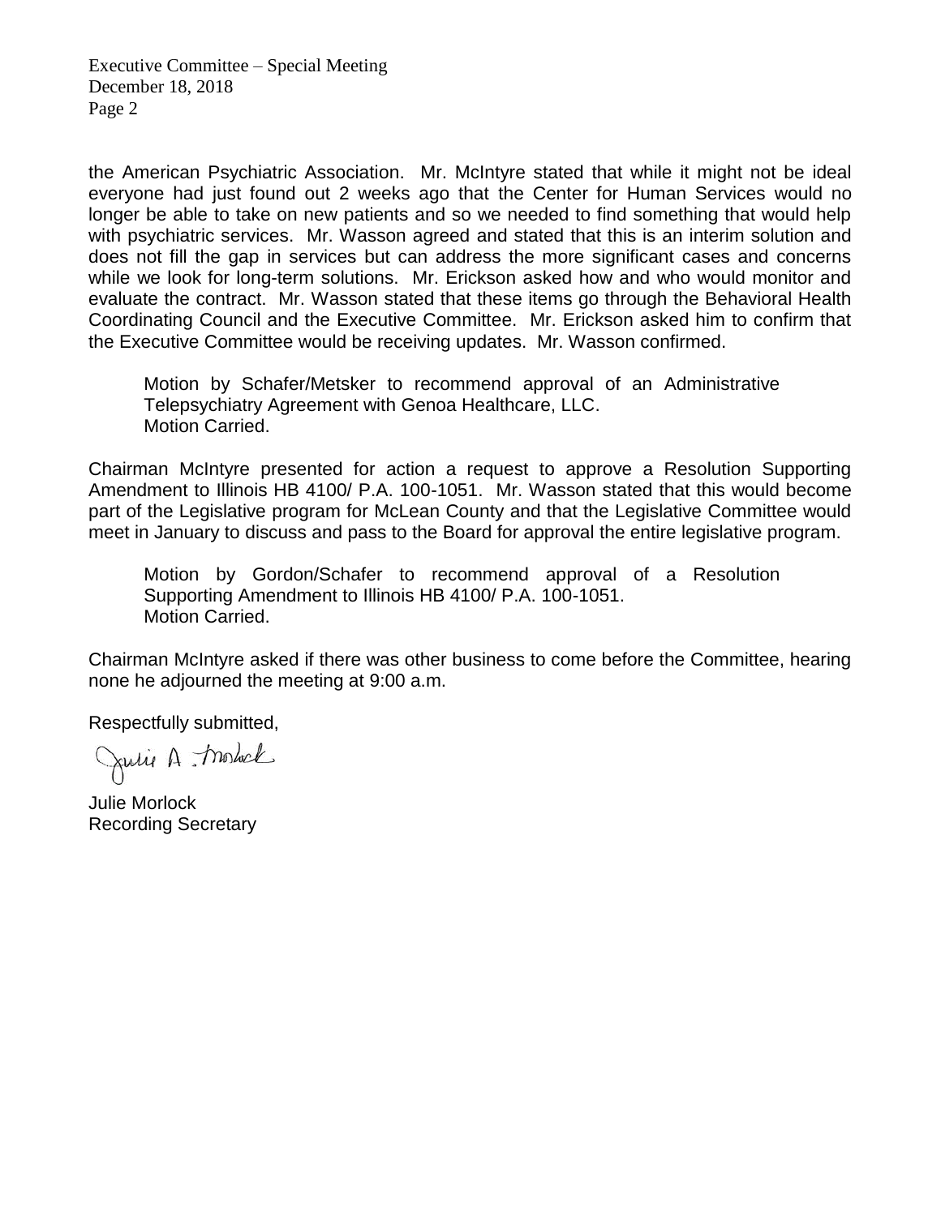the American Psychiatric Association. Mr. McIntyre stated that while it might not be ideal everyone had just found out 2 weeks ago that the Center for Human Services would no longer be able to take on new patients and so we needed to find something that would help with psychiatric services. Mr. Wasson agreed and stated that this is an interim solution and does not fill the gap in services but can address the more significant cases and concerns while we look for long-term solutions. Mr. Erickson asked how and who would monitor and evaluate the contract. Mr. Wasson stated that these items go through the Behavioral Health Coordinating Council and the Executive Committee. Mr. Erickson asked him to confirm that the Executive Committee would be receiving updates. Mr. Wasson confirmed.

> Motion by Schafer/Metsker to recommend approval of an Administrative Telepsychiatry Agreement with Genoa Healthcare, LLC.
> Motion Carried.

Chairman McIntyre presented for action a request to approve a Resolution Supporting Amendment to Illinois HB 4100/ P.A. 100-1051. Mr. Wasson stated that this would become part of the Legislative program for McLean County and that the Legislative Committee would meet in January to discuss and pass to the Board for approval the entire legislative program.

> Motion by Gordon/Schafer to recommend approval of a Resolution Supporting Amendment to Illinois HB 4100/ P.A. 100-1051.
> Motion Carried.

Chairman McIntyre asked if there was other business to come before the Committee, hearing none he adjourned the meeting at 9:00 a.m.

Respectfully submitted,

Julie A. Morlock

Julie Morlock
Recording Secretary